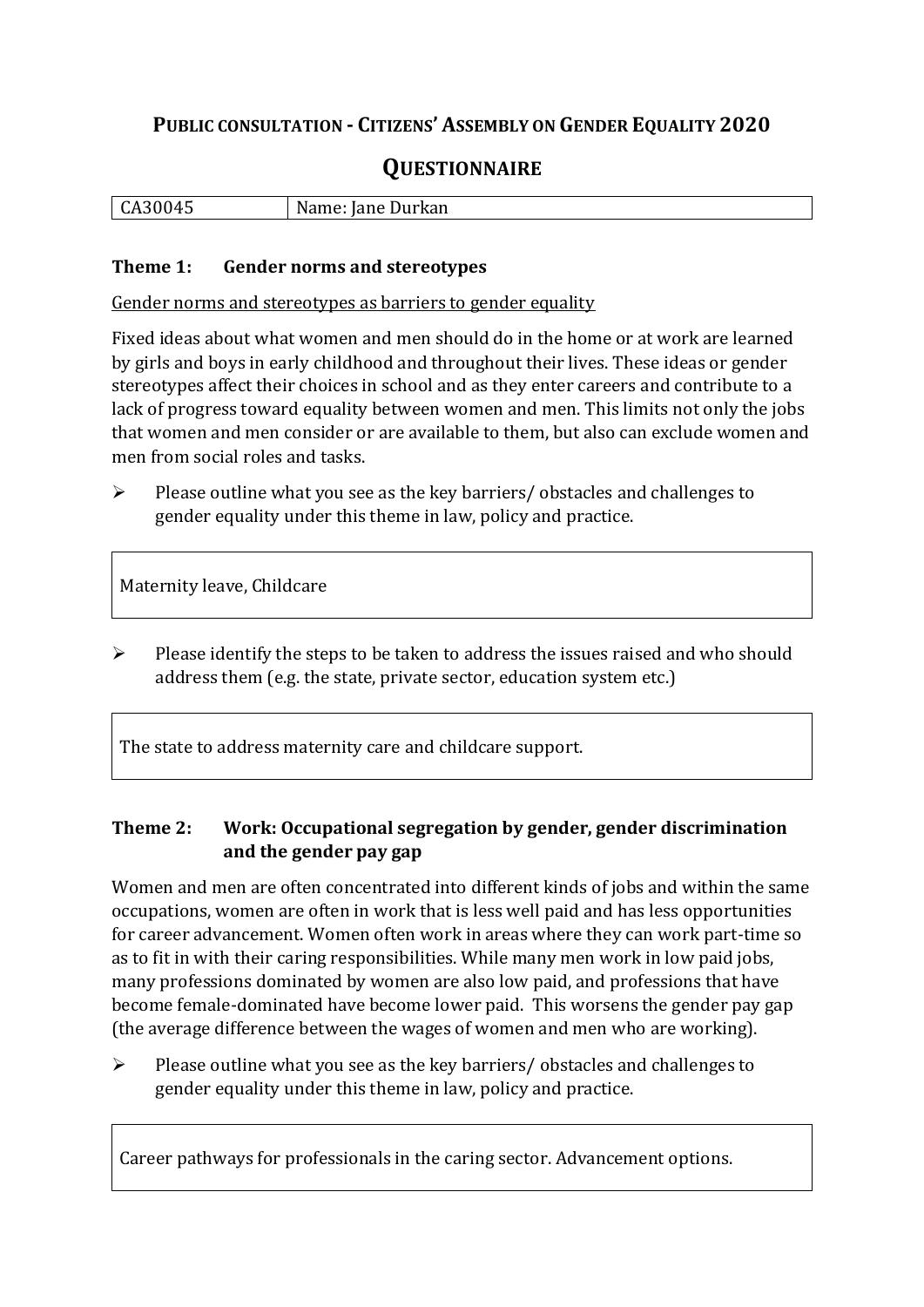# Public consultation - Citizens' Assembly on Gender Equality 2020

## Questionnaire

| CA30045 | Name: Jane Durkan |
|---|---|

### Theme 1: Gender norms and stereotypes

Gender norms and stereotypes as barriers to gender equality

Fixed ideas about what women and men should do in the home or at work are learned by girls and boys in early childhood and throughout their lives. These ideas or gender stereotypes affect their choices in school and as they enter careers and contribute to a lack of progress toward equality between women and men. This limits not only the jobs that women and men consider or are available to them, but also can exclude women and men from social roles and tasks.

- Please outline what you see as the key barriers/ obstacles and challenges to gender equality under this theme in law, policy and practice.

Maternity leave, Childcare

- Please identify the steps to be taken to address the issues raised and who should address them (e.g. the state, private sector, education system etc.)

The state to address maternity care and childcare support.

### Theme 2: Work: Occupational segregation by gender, gender discrimination and the gender pay gap

Women and men are often concentrated into different kinds of jobs and within the same occupations, women are often in work that is less well paid and has less opportunities for career advancement. Women often work in areas where they can work part-time so as to fit in with their caring responsibilities. While many men work in low paid jobs, many professions dominated by women are also low paid, and professions that have become female-dominated have become lower paid. This worsens the gender pay gap (the average difference between the wages of women and men who are working).

- Please outline what you see as the key barriers/ obstacles and challenges to gender equality under this theme in law, policy and practice.

Career pathways for professionals in the caring sector. Advancement options.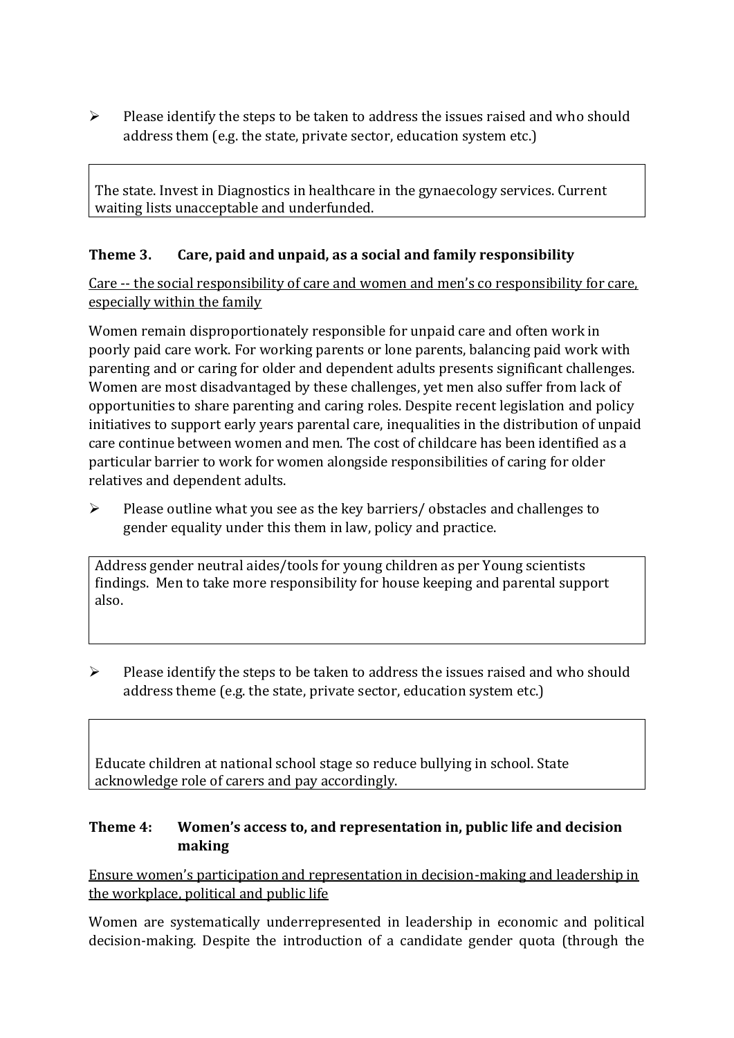- Please identify the steps to be taken to address the issues raised and who should address them (e.g. the state, private sector, education system etc.)

> The state. Invest in Diagnostics in healthcare in the gynaecology services. Current waiting lists unacceptable and underfunded.

### Theme 3. Care, paid and unpaid, as a social and family responsibility

<u>Care -- the social responsibility of care and women and men's co responsibility for care, especially within the family</u>

Women remain disproportionately responsible for unpaid care and often work in poorly paid care work. For working parents or lone parents, balancing paid work with parenting and or caring for older and dependent adults presents significant challenges. Women are most disadvantaged by these challenges, yet men also suffer from lack of opportunities to share parenting and caring roles. Despite recent legislation and policy initiatives to support early years parental care, inequalities in the distribution of unpaid care continue between women and men. The cost of childcare has been identified as a particular barrier to work for women alongside responsibilities of caring for older relatives and dependent adults.

- Please outline what you see as the key barriers/ obstacles and challenges to gender equality under this them in law, policy and practice.

> Address gender neutral aides/tools for young children as per Young scientists findings. Men to take more responsibility for house keeping and parental support also.

- Please identify the steps to be taken to address the issues raised and who should address theme (e.g. the state, private sector, education system etc.)

> Educate children at national school stage so reduce bullying in school. State acknowledge role of carers and pay accordingly.

### Theme 4: Women's access to, and representation in, public life and decision making

<u>Ensure women's participation and representation in decision-making and leadership in the workplace, political and public life</u>

Women are systematically underrepresented in leadership in economic and political decision-making. Despite the introduction of a candidate gender quota (through the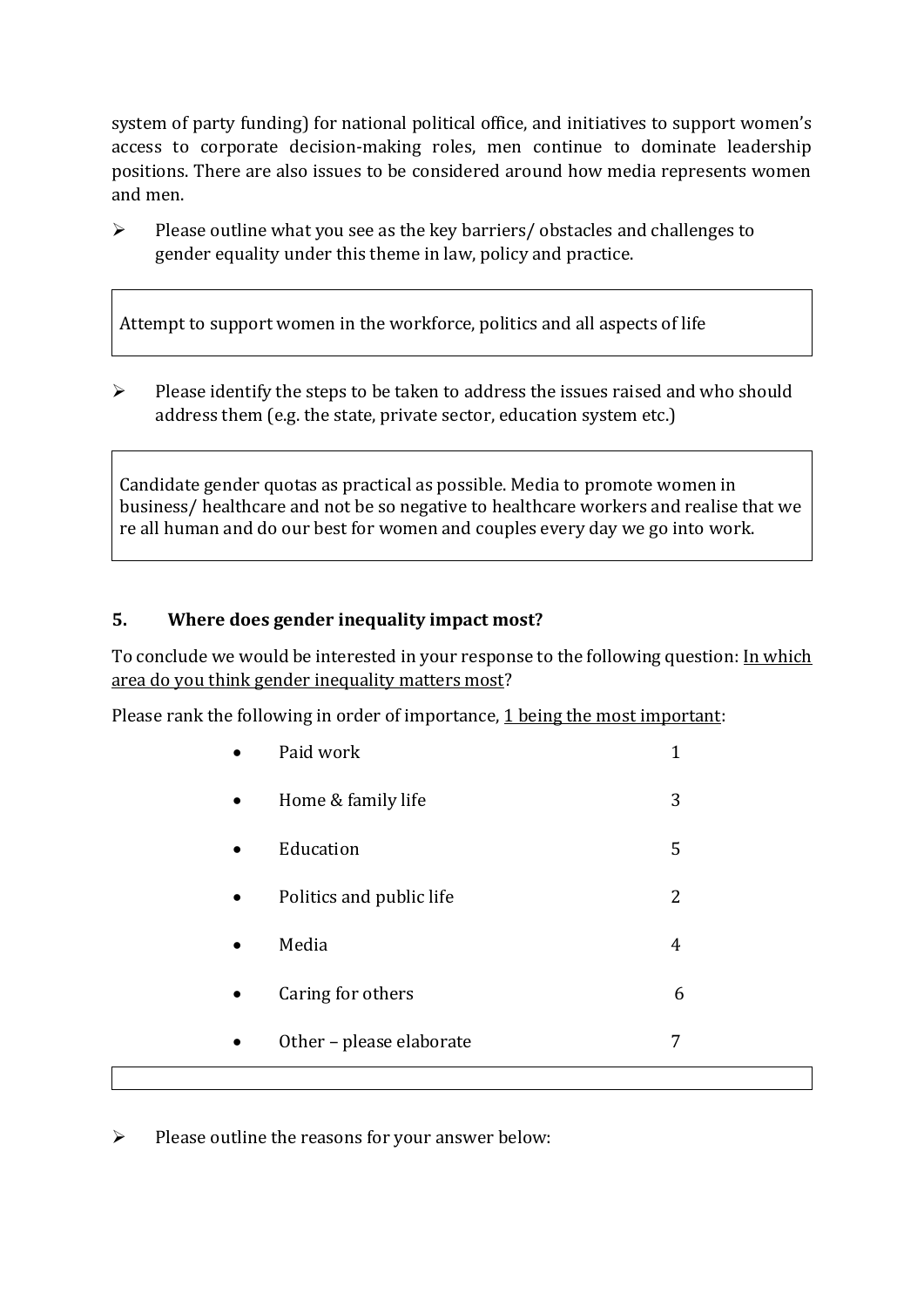system of party funding) for national political office, and initiatives to support women's access to corporate decision-making roles, men continue to dominate leadership positions. There are also issues to be considered around how media represents women and men.

- Please outline what you see as the key barriers/ obstacles and challenges to gender equality under this theme in law, policy and practice.

> Attempt to support women in the workforce, politics and all aspects of life

- Please identify the steps to be taken to address the issues raised and who should address them (e.g. the state, private sector, education system etc.)

> Candidate gender quotas as practical as possible. Media to promote women in business/ healthcare and not be so negative to healthcare workers and realise that we re all human and do our best for women and couples every day we go into work.

### 5. Where does gender inequality impact most?

To conclude we would be interested in your response to the following question: <u>In which area do you think gender inequality matters most</u>?

Please rank the following in order of importance, <u>1 being the most important</u>:

- Paid work 1
- Home & family life 3
- Education 5
- Politics and public life 2
- Media 4
- Caring for others 6
- Other – please elaborate 7

- Please outline the reasons for your answer below: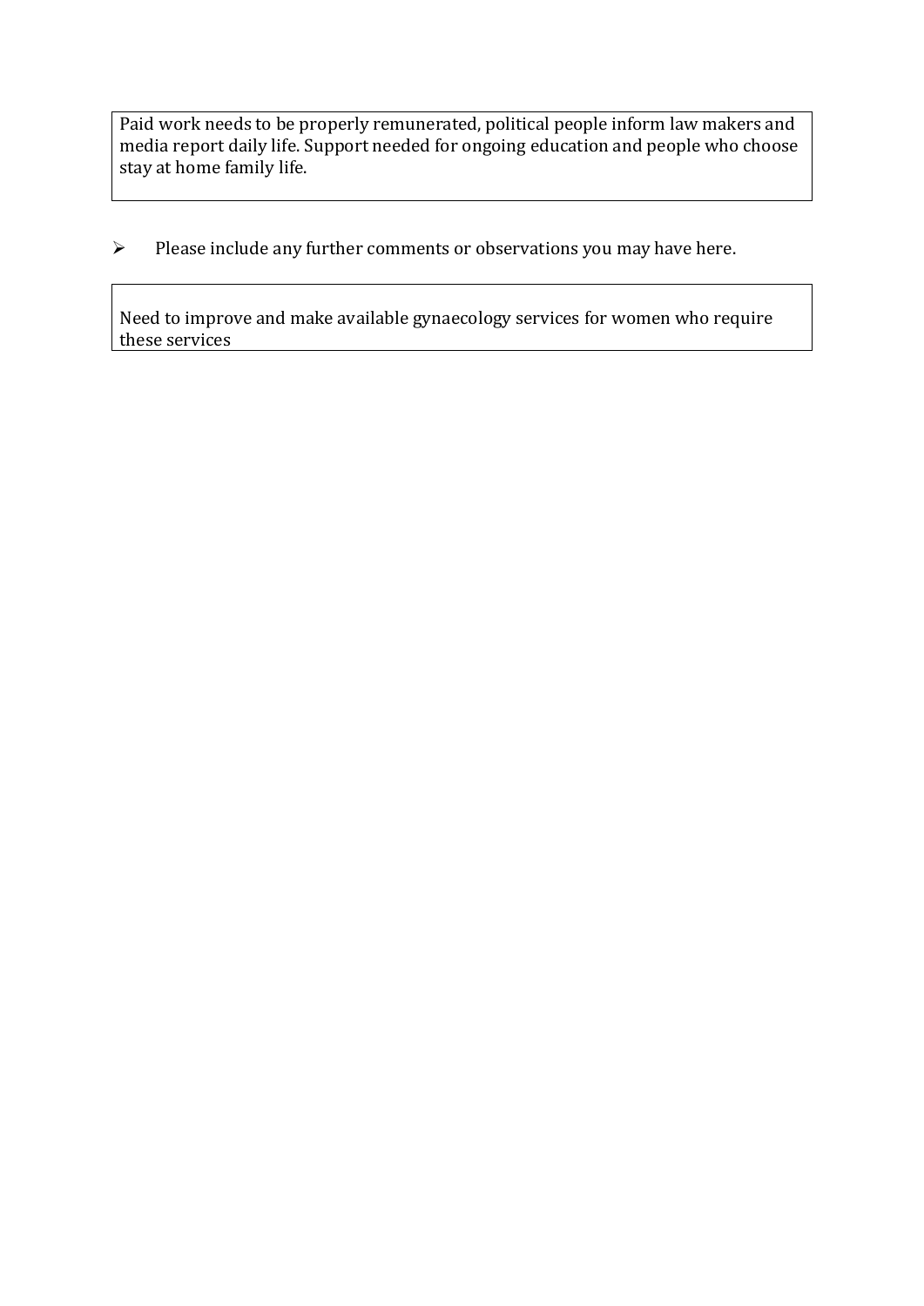Paid work needs to be properly remunerated, political people inform law makers and media report daily life. Support needed for ongoing education and people who choose stay at home family life.

- Please include any further comments or observations you may have here.

Need to improve and make available gynaecology services for women who require these services